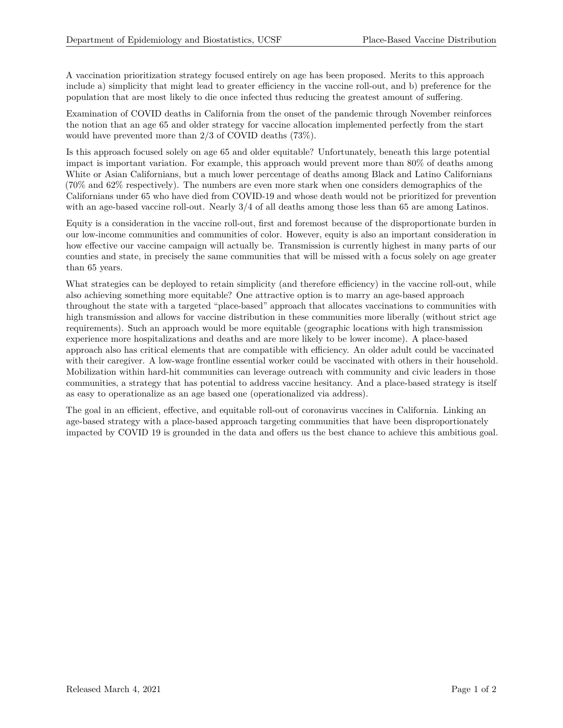A vaccination prioritization strategy focused entirely on age has been proposed. Merits to this approach include a) simplicity that might lead to greater efficiency in the vaccine roll-out, and b) preference for the population that are most likely to die once infected thus reducing the greatest amount of suffering.

Examination of COVID deaths in California from the onset of the pandemic through November reinforces the notion that an age 65 and older strategy for vaccine allocation implemented perfectly from the start would have prevented more than 2/3 of COVID deaths (73%).

Is this approach focused solely on age 65 and older equitable? Unfortunately, beneath this large potential impact is important variation. For example, this approach would prevent more than 80% of deaths among White or Asian Californians, but a much lower percentage of deaths among Black and Latino Californians (70% and 62% respectively). The numbers are even more stark when one considers demographics of the Californians under 65 who have died from COVID-19 and whose death would not be prioritized for prevention with an age-based vaccine roll-out. Nearly 3/4 of all deaths among those less than 65 are among Latinos.

Equity is a consideration in the vaccine roll-out, first and foremost because of the disproportionate burden in our low-income communities and communities of color. However, equity is also an important consideration in how effective our vaccine campaign will actually be. Transmission is currently highest in many parts of our counties and state, in precisely the same communities that will be missed with a focus solely on age greater than 65 years.

What strategies can be deployed to retain simplicity (and therefore efficiency) in the vaccine roll-out, while also achieving something more equitable? One attractive option is to marry an age-based approach throughout the state with a targeted "place-based" approach that allocates vaccinations to communities with high transmission and allows for vaccine distribution in these communities more liberally (without strict age requirements). Such an approach would be more equitable (geographic locations with high transmission experience more hospitalizations and deaths and are more likely to be lower income). A place-based approach also has critical elements that are compatible with efficiency. An older adult could be vaccinated with their caregiver. A low-wage frontline essential worker could be vaccinated with others in their household. Mobilization within hard-hit communities can leverage outreach with community and civic leaders in those communities, a strategy that has potential to address vaccine hesitancy. And a place-based strategy is itself as easy to operationalize as an age based one (operationalized via address).

The goal in an efficient, effective, and equitable roll-out of coronavirus vaccines in California. Linking an age-based strategy with a place-based approach targeting communities that have been disproportionately impacted by COVID 19 is grounded in the data and offers us the best chance to achieve this ambitious goal.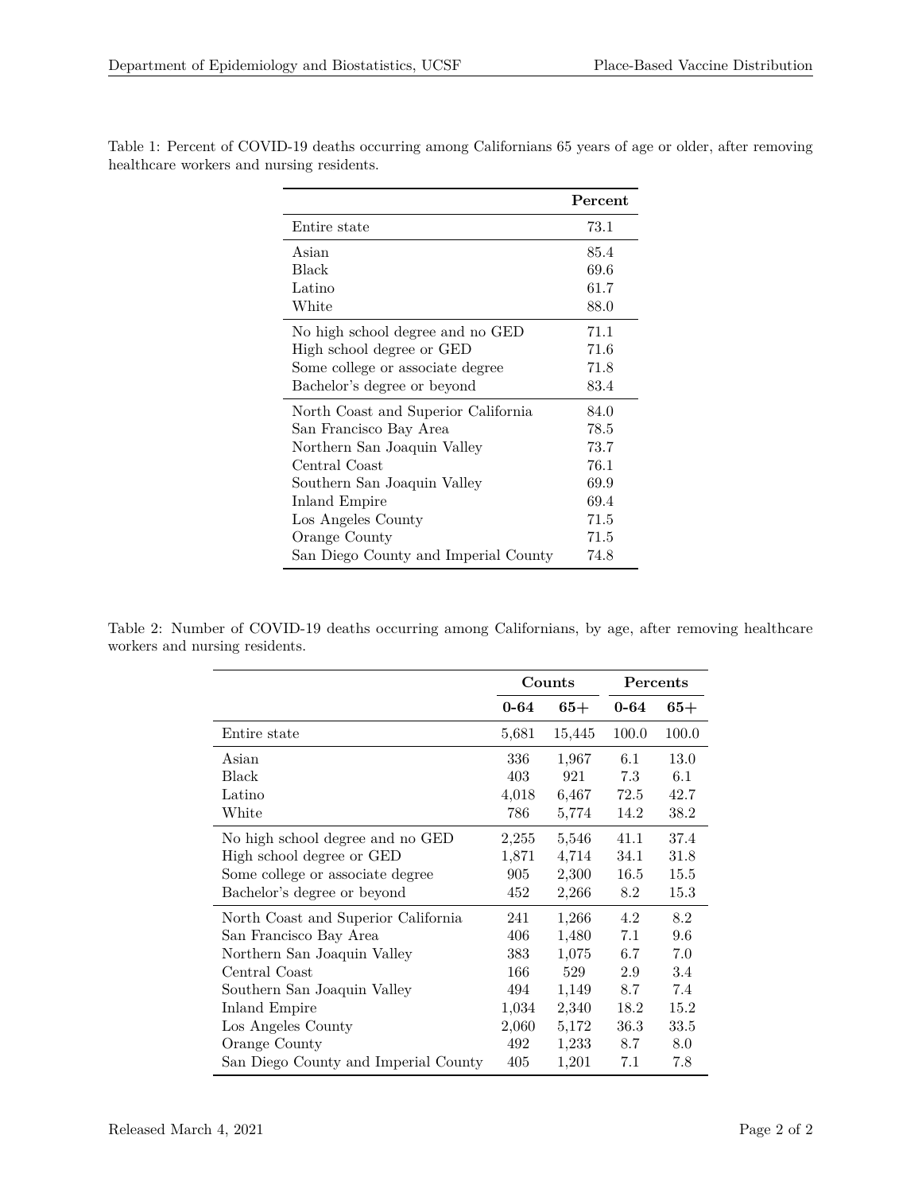Table 1: Percent of COVID-19 deaths occurring among Californians 65 years of age or older, after removing healthcare workers and nursing residents.

| | **Percent** |
|---|---|
| Entire state | 73.1 |
| Asian | 85.4 |
| Black | 69.6 |
| Latino | 61.7 |
| White | 88.0 |
| No high school degree and no GED | 71.1 |
| High school degree or GED | 71.6 |
| Some college or associate degree | 71.8 |
| Bachelor's degree or beyond | 83.4 |
| North Coast and Superior California | 84.0 |
| San Francisco Bay Area | 78.5 |
| Northern San Joaquin Valley | 73.7 |
| Central Coast | 76.1 |
| Southern San Joaquin Valley | 69.9 |
| Inland Empire | 69.4 |
| Los Angeles County | 71.5 |
| Orange County | 71.5 |
| San Diego County and Imperial County | 74.8 |

Table 2: Number of COVID-19 deaths occurring among Californians, by age, after removing healthcare workers and nursing residents.

| | **Counts** | | **Percents** | |
|---|---|---|---|---|
| | **0-64** | **65+** | **0-64** | **65+** |
| Entire state | 5,681 | 15,445 | 100.0 | 100.0 |
| Asian | 336 | 1,967 | 6.1 | 13.0 |
| Black | 403 | 921 | 7.3 | 6.1 |
| Latino | 4,018 | 6,467 | 72.5 | 42.7 |
| White | 786 | 5,774 | 14.2 | 38.2 |
| No high school degree and no GED | 2,255 | 5,546 | 41.1 | 37.4 |
| High school degree or GED | 1,871 | 4,714 | 34.1 | 31.8 |
| Some college or associate degree | 905 | 2,300 | 16.5 | 15.5 |
| Bachelor's degree or beyond | 452 | 2,266 | 8.2 | 15.3 |
| North Coast and Superior California | 241 | 1,266 | 4.2 | 8.2 |
| San Francisco Bay Area | 406 | 1,480 | 7.1 | 9.6 |
| Northern San Joaquin Valley | 383 | 1,075 | 6.7 | 7.0 |
| Central Coast | 166 | 529 | 2.9 | 3.4 |
| Southern San Joaquin Valley | 494 | 1,149 | 8.7 | 7.4 |
| Inland Empire | 1,034 | 2,340 | 18.2 | 15.2 |
| Los Angeles County | 2,060 | 5,172 | 36.3 | 33.5 |
| Orange County | 492 | 1,233 | 8.7 | 8.0 |
| San Diego County and Imperial County | 405 | 1,201 | 7.1 | 7.8 |

Released March 4, 2021